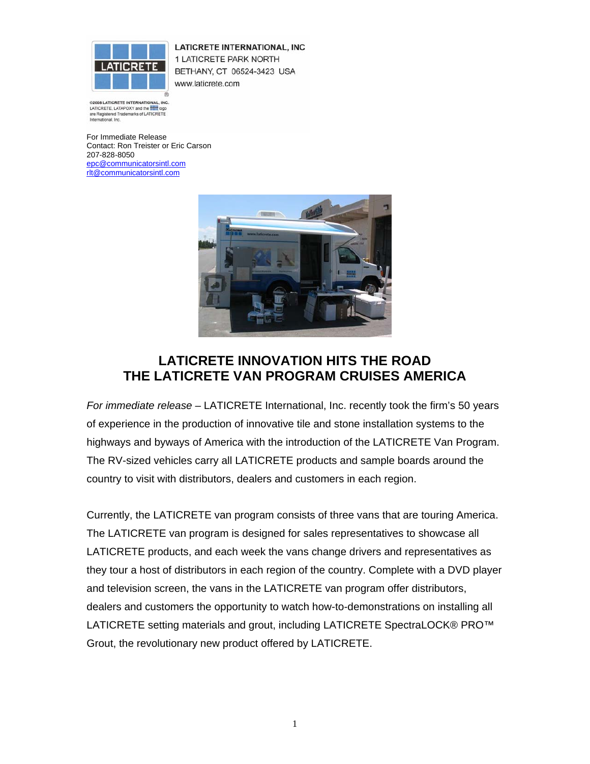LATICRETE INTERNATIONAL, INC
1 LATICRETE PARK NORTH
BETHANY, CT 06524-3423 USA
www.laticrete.com

©2005 LATICRETE INTERNATIONAL, INC. LATICRETE, LATAPOXY and the logo are Registered Trademarks of LATICRETE International, Inc.

For Immediate Release
Contact: Ron Treister or Eric Carson
207-828-8050
epc@communicatorsintl.com
rlt@communicatorsintl.com

## LATICRETE INNOVATION HITS THE ROAD
## THE LATICRETE VAN PROGRAM CRUISES AMERICA

*For immediate release* – LATICRETE International, Inc. recently took the firm's 50 years of experience in the production of innovative tile and stone installation systems to the highways and byways of America with the introduction of the LATICRETE Van Program. The RV-sized vehicles carry all LATICRETE products and sample boards around the country to visit with distributors, dealers and customers in each region.

Currently, the LATICRETE van program consists of three vans that are touring America. The LATICRETE van program is designed for sales representatives to showcase all LATICRETE products, and each week the vans change drivers and representatives as they tour a host of distributors in each region of the country. Complete with a DVD player and television screen, the vans in the LATICRETE van program offer distributors, dealers and customers the opportunity to watch how-to-demonstrations on installing all LATICRETE setting materials and grout, including LATICRETE SpectraLOCK® PRO™ Grout, the revolutionary new product offered by LATICRETE.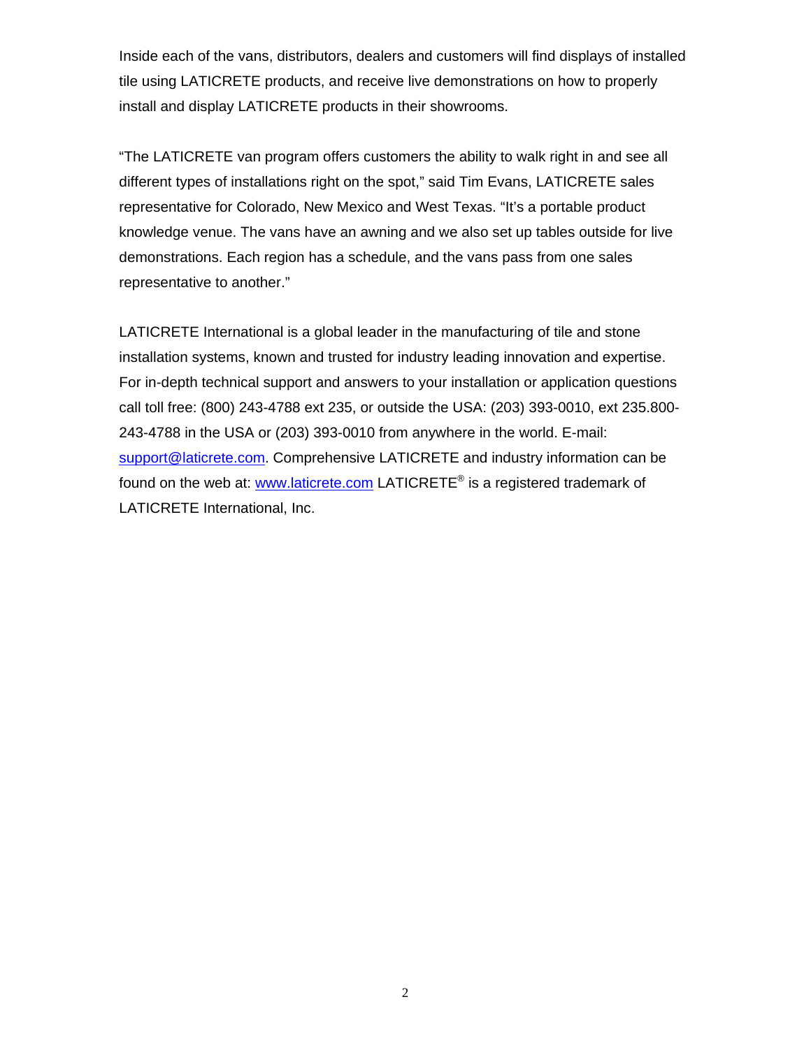Inside each of the vans, distributors, dealers and customers will find displays of installed tile using LATICRETE products, and receive live demonstrations on how to properly install and display LATICRETE products in their showrooms.

“The LATICRETE van program offers customers the ability to walk right in and see all different types of installations right on the spot,” said Tim Evans, LATICRETE sales representative for Colorado, New Mexico and West Texas. “It’s a portable product knowledge venue. The vans have an awning and we also set up tables outside for live demonstrations. Each region has a schedule, and the vans pass from one sales representative to another.”

LATICRETE International is a global leader in the manufacturing of tile and stone installation systems, known and trusted for industry leading innovation and expertise. For in-depth technical support and answers to your installation or application questions call toll free: (800) 243-4788 ext 235, or outside the USA: (203) 393-0010, ext 235.800-243-4788 in the USA or (203) 393-0010 from anywhere in the world. E-mail: support@laticrete.com. Comprehensive LATICRETE and industry information can be found on the web at: www.laticrete.com LATICRETE® is a registered trademark of LATICRETE International, Inc.